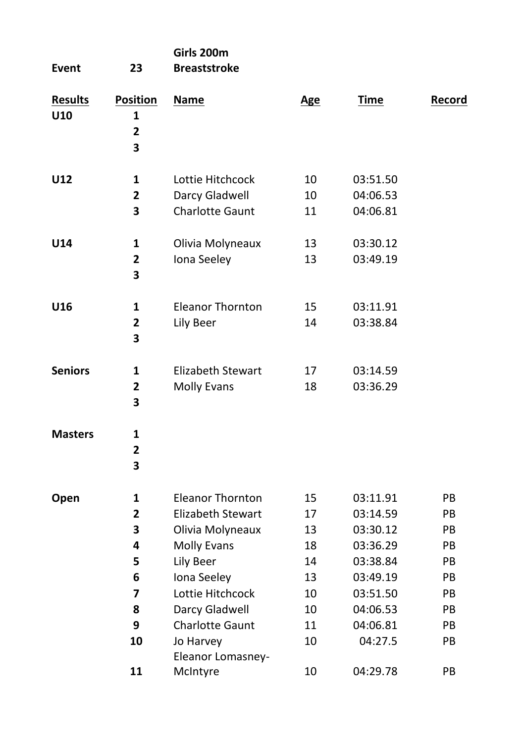**Event** **23** **Girls 200m Breaststroke**

| Results | Position | Name | Age | Time | Record |
|---|---|---|---|---|---|
| **U10** | **1** | | | | |
| | **2** | | | | |
| | **3** | | | | |
| **U12** | **1** | Lottie Hitchcock | 10 | 03:51.50 | |
| | **2** | Darcy Gladwell | 10 | 04:06.53 | |
| | **3** | Charlotte Gaunt | 11 | 04:06.81 | |
| **U14** | **1** | Olivia Molyneaux | 13 | 03:30.12 | |
| | **2** | Iona Seeley | 13 | 03:49.19 | |
| | **3** | | | | |
| **U16** | **1** | Eleanor Thornton | 15 | 03:11.91 | |
| | **2** | Lily Beer | 14 | 03:38.84 | |
| | **3** | | | | |
| **Seniors** | **1** | Elizabeth Stewart | 17 | 03:14.59 | |
| | **2** | Molly Evans | 18 | 03:36.29 | |
| | **3** | | | | |
| **Masters** | **1** | | | | |
| | **2** | | | | |
| | **3** | | | | |
| **Open** | **1** | Eleanor Thornton | 15 | 03:11.91 | PB |
| | **2** | Elizabeth Stewart | 17 | 03:14.59 | PB |
| | **3** | Olivia Molyneaux | 13 | 03:30.12 | PB |
| | **4** | Molly Evans | 18 | 03:36.29 | PB |
| | **5** | Lily Beer | 14 | 03:38.84 | PB |
| | **6** | Iona Seeley | 13 | 03:49.19 | PB |
| | **7** | Lottie Hitchcock | 10 | 03:51.50 | PB |
| | **8** | Darcy Gladwell | 10 | 04:06.53 | PB |
| | **9** | Charlotte Gaunt | 11 | 04:06.81 | PB |
| | **10** | Jo Harvey | 10 | 04:27.5 | PB |
| | **11** | Eleanor Lomasney-McIntyre | 10 | 04:29.78 | PB |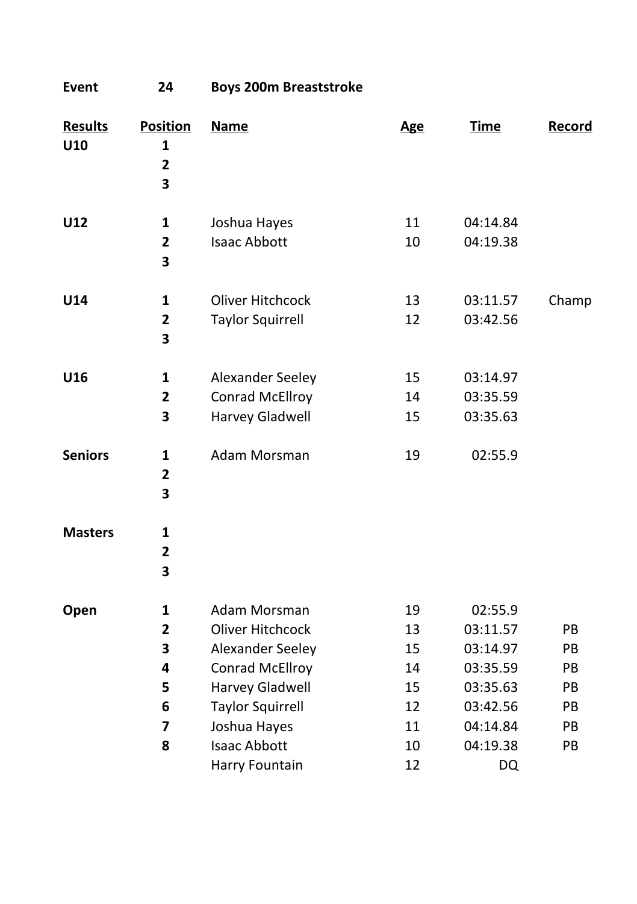**Event** **24** **Boys 200m Breaststroke**

| Results | Position | Name | Age | Time | Record |
|---|---|---|---|---|---|
| **U10** | **1** | | | | |
| | **2** | | | | |
| | **3** | | | | |
| **U12** | **1** | Joshua Hayes | 11 | 04:14.84 | |
| | **2** | Isaac Abbott | 10 | 04:19.38 | |
| | **3** | | | | |
| **U14** | **1** | Oliver Hitchcock | 13 | 03:11.57 | Champ |
| | **2** | Taylor Squirrell | 12 | 03:42.56 | |
| | **3** | | | | |
| **U16** | **1** | Alexander Seeley | 15 | 03:14.97 | |
| | **2** | Conrad McEllroy | 14 | 03:35.59 | |
| | **3** | Harvey Gladwell | 15 | 03:35.63 | |
| **Seniors** | **1** | Adam Morsman | 19 | 02:55.9 | |
| | **2** | | | | |
| | **3** | | | | |
| **Masters** | **1** | | | | |
| | **2** | | | | |
| | **3** | | | | |
| **Open** | **1** | Adam Morsman | 19 | 02:55.9 | |
| | **2** | Oliver Hitchcock | 13 | 03:11.57 | PB |
| | **3** | Alexander Seeley | 15 | 03:14.97 | PB |
| | **4** | Conrad McEllroy | 14 | 03:35.59 | PB |
| | **5** | Harvey Gladwell | 15 | 03:35.63 | PB |
| | **6** | Taylor Squirrell | 12 | 03:42.56 | PB |
| | **7** | Joshua Hayes | 11 | 04:14.84 | PB |
| | **8** | Isaac Abbott | 10 | 04:19.38 | PB |
| | | Harry Fountain | 12 | DQ | |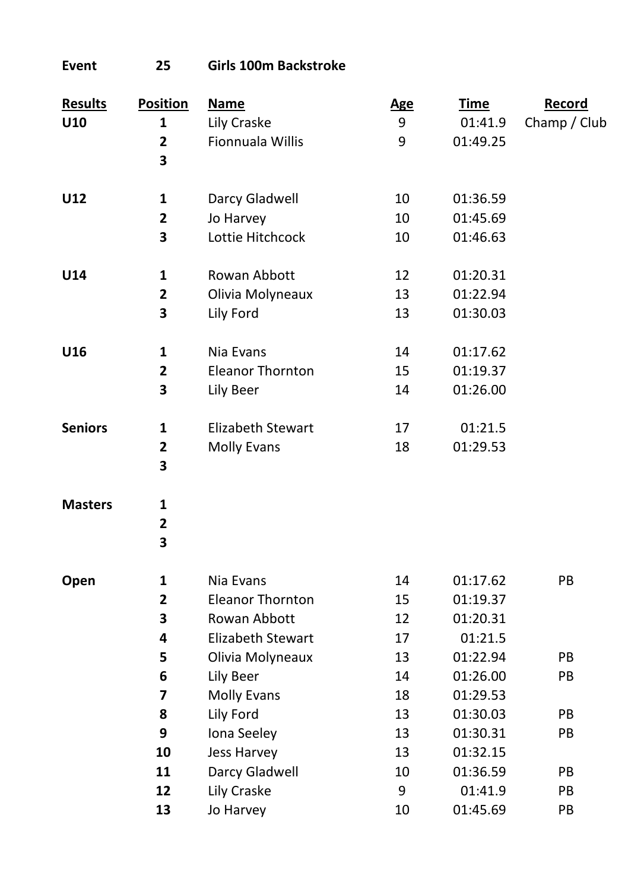**Event** 25 **Girls 100m Backstroke**

| Results | Position | Name | Age | Time | Record |
|---|---|---|---|---|---|
| **U10** | **1** | Lily Craske | 9 | 01:41.9 | Champ / Club |
| | **2** | Fionnuala Willis | 9 | 01:49.25 | |
| | **3** | | | | |
| **U12** | **1** | Darcy Gladwell | 10 | 01:36.59 | |
| | **2** | Jo Harvey | 10 | 01:45.69 | |
| | **3** | Lottie Hitchcock | 10 | 01:46.63 | |
| **U14** | **1** | Rowan Abbott | 12 | 01:20.31 | |
| | **2** | Olivia Molyneaux | 13 | 01:22.94 | |
| | **3** | Lily Ford | 13 | 01:30.03 | |
| **U16** | **1** | Nia Evans | 14 | 01:17.62 | |
| | **2** | Eleanor Thornton | 15 | 01:19.37 | |
| | **3** | Lily Beer | 14 | 01:26.00 | |
| **Seniors** | **1** | Elizabeth Stewart | 17 | 01:21.5 | |
| | **2** | Molly Evans | 18 | 01:29.53 | |
| | **3** | | | | |
| **Masters** | **1** | | | | |
| | **2** | | | | |
| | **3** | | | | |
| **Open** | **1** | Nia Evans | 14 | 01:17.62 | PB |
| | **2** | Eleanor Thornton | 15 | 01:19.37 | |
| | **3** | Rowan Abbott | 12 | 01:20.31 | |
| | **4** | Elizabeth Stewart | 17 | 01:21.5 | |
| | **5** | Olivia Molyneaux | 13 | 01:22.94 | PB |
| | **6** | Lily Beer | 14 | 01:26.00 | PB |
| | **7** | Molly Evans | 18 | 01:29.53 | |
| | **8** | Lily Ford | 13 | 01:30.03 | PB |
| | **9** | Iona Seeley | 13 | 01:30.31 | PB |
| | **10** | Jess Harvey | 13 | 01:32.15 | |
| | **11** | Darcy Gladwell | 10 | 01:36.59 | PB |
| | **12** | Lily Craske | 9 | 01:41.9 | PB |
| | **13** | Jo Harvey | 10 | 01:45.69 | PB |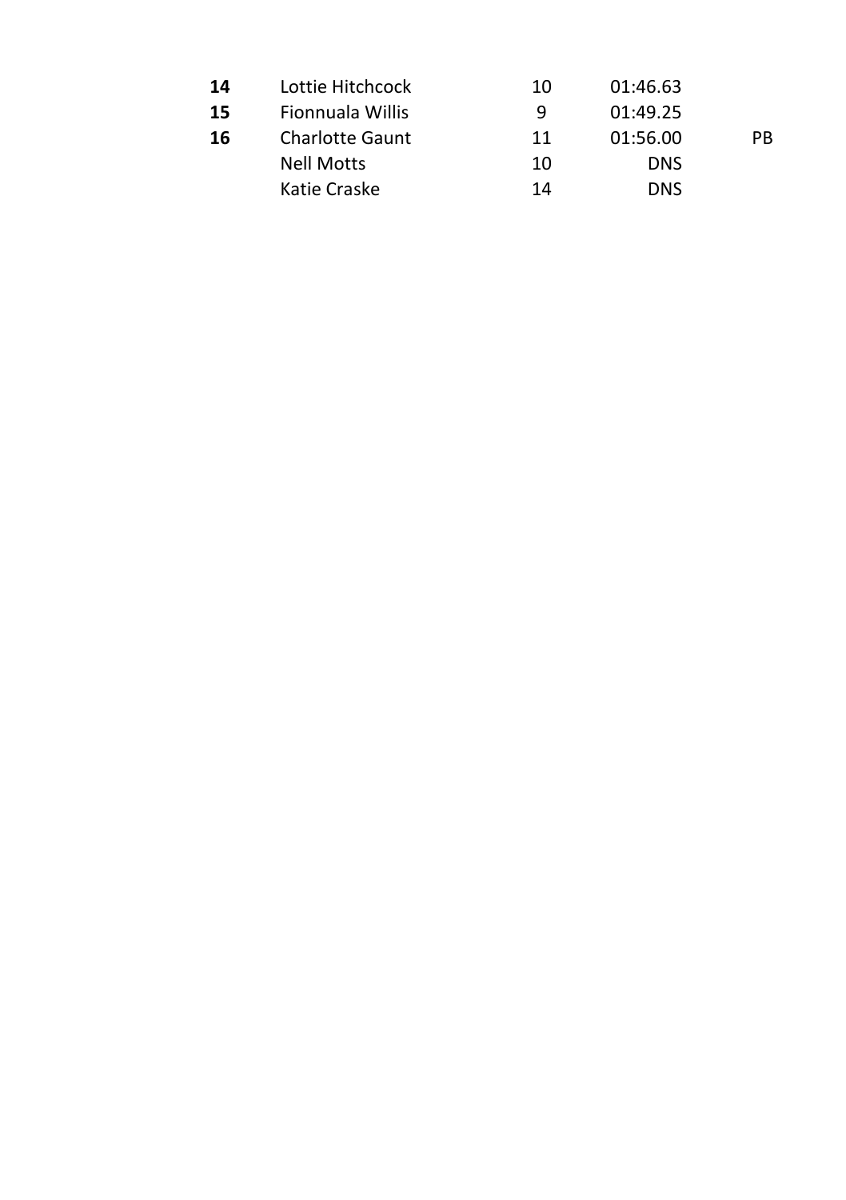| | | | | |
|---|---|---|---|---|
| **14** | Lottie Hitchcock | 10 | 01:46.63 | |
| **15** | Fionnuala Willis | 9 | 01:49.25 | |
| **16** | Charlotte Gaunt | 11 | 01:56.00 | PB |
| | Nell Motts | 10 | DNS | |
| | Katie Craske | 14 | DNS | |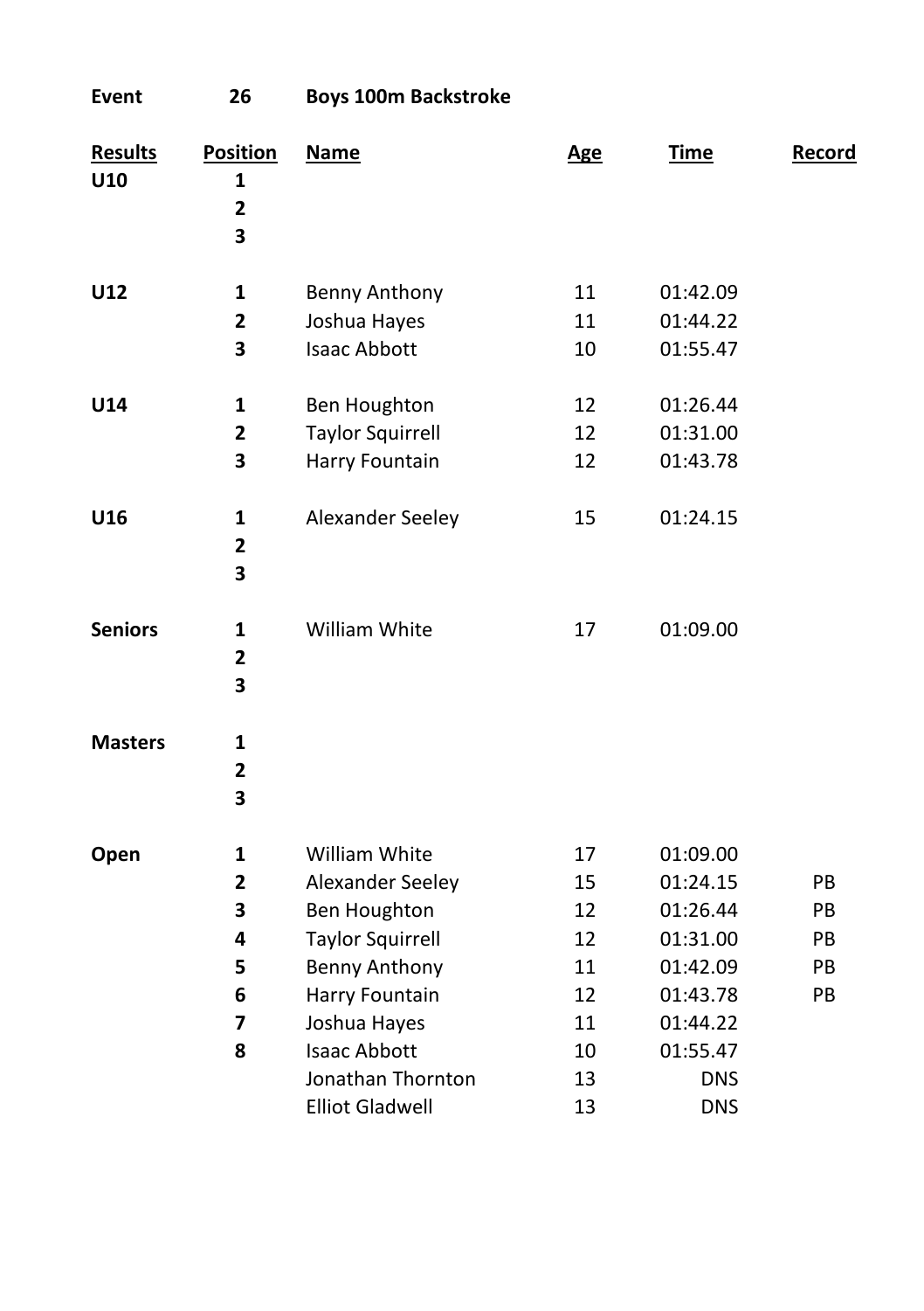**Event 26 Boys 100m Backstroke**

| Results | Position | Name | Age | Time | Record |
|---|---|---|---|---|---|
| U10 | 1 | | | | |
| | 2 | | | | |
| | 3 | | | | |
| U12 | 1 | Benny Anthony | 11 | 01:42.09 | |
| | 2 | Joshua Hayes | 11 | 01:44.22 | |
| | 3 | Isaac Abbott | 10 | 01:55.47 | |
| U14 | 1 | Ben Houghton | 12 | 01:26.44 | |
| | 2 | Taylor Squirrell | 12 | 01:31.00 | |
| | 3 | Harry Fountain | 12 | 01:43.78 | |
| U16 | 1 | Alexander Seeley | 15 | 01:24.15 | |
| | 2 | | | | |
| | 3 | | | | |
| Seniors | 1 | William White | 17 | 01:09.00 | |
| | 2 | | | | |
| | 3 | | | | |
| Masters | 1 | | | | |
| | 2 | | | | |
| | 3 | | | | |
| Open | 1 | William White | 17 | 01:09.00 | |
| | 2 | Alexander Seeley | 15 | 01:24.15 | PB |
| | 3 | Ben Houghton | 12 | 01:26.44 | PB |
| | 4 | Taylor Squirrell | 12 | 01:31.00 | PB |
| | 5 | Benny Anthony | 11 | 01:42.09 | PB |
| | 6 | Harry Fountain | 12 | 01:43.78 | PB |
| | 7 | Joshua Hayes | 11 | 01:44.22 | |
| | 8 | Isaac Abbott | 10 | 01:55.47 | |
| | | Jonathan Thornton | 13 | DNS | |
| | | Elliot Gladwell | 13 | DNS | |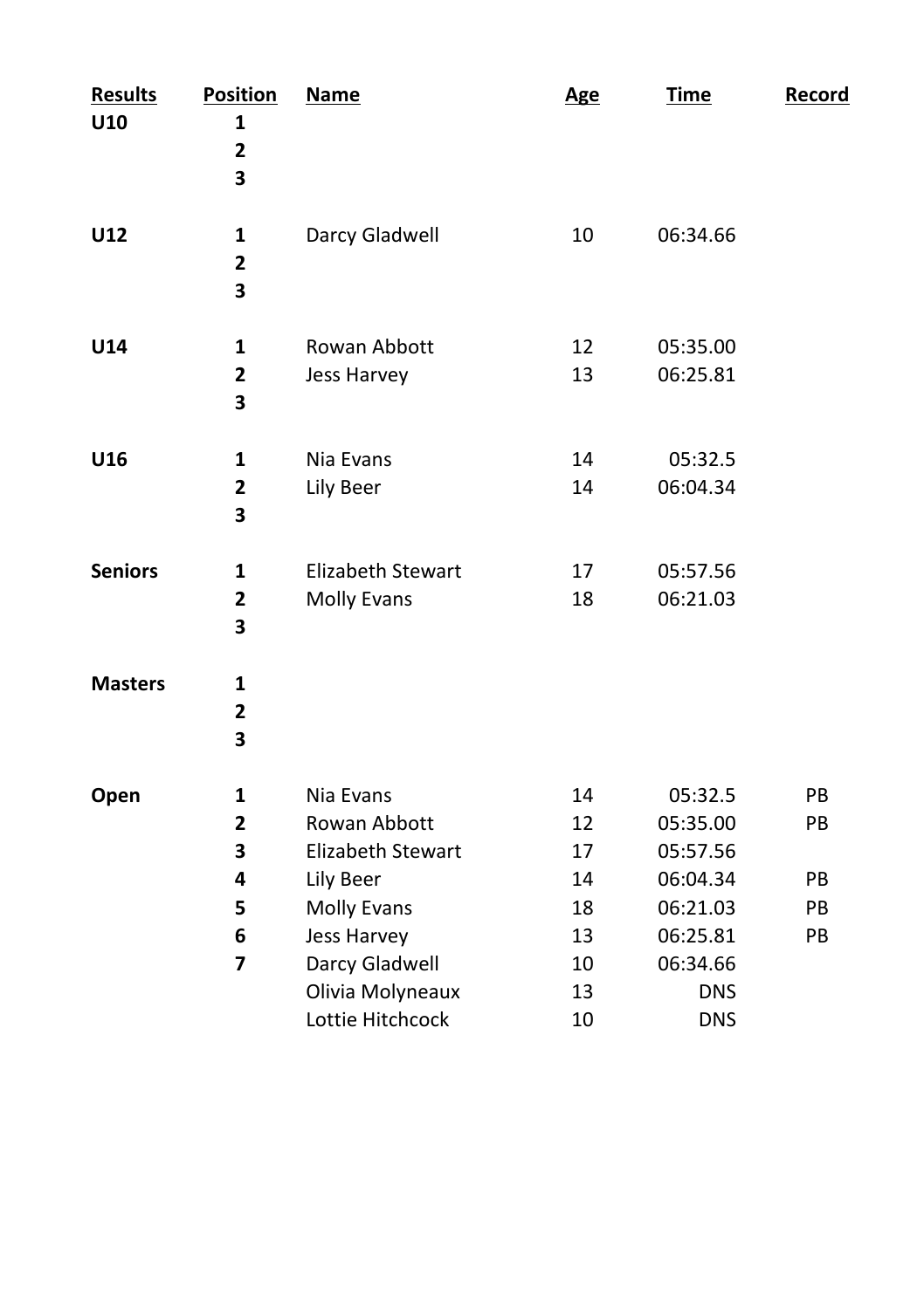| Results | Position | Name | Age | Time | Record |
|---|---|---|---|---|---|
| **U10** | **1** | | | | |
| | **2** | | | | |
| | **3** | | | | |
| **U12** | **1** | Darcy Gladwell | 10 | 06:34.66 | |
| | **2** | | | | |
| | **3** | | | | |
| **U14** | **1** | Rowan Abbott | 12 | 05:35.00 | |
| | **2** | Jess Harvey | 13 | 06:25.81 | |
| | **3** | | | | |
| **U16** | **1** | Nia Evans | 14 | 05:32.5 | |
| | **2** | Lily Beer | 14 | 06:04.34 | |
| | **3** | | | | |
| **Seniors** | **1** | Elizabeth Stewart | 17 | 05:57.56 | |
| | **2** | Molly Evans | 18 | 06:21.03 | |
| | **3** | | | | |
| **Masters** | **1** | | | | |
| | **2** | | | | |
| | **3** | | | | |
| **Open** | **1** | Nia Evans | 14 | 05:32.5 | PB |
| | **2** | Rowan Abbott | 12 | 05:35.00 | PB |
| | **3** | Elizabeth Stewart | 17 | 05:57.56 | |
| | **4** | Lily Beer | 14 | 06:04.34 | PB |
| | **5** | Molly Evans | 18 | 06:21.03 | PB |
| | **6** | Jess Harvey | 13 | 06:25.81 | PB |
| | **7** | Darcy Gladwell | 10 | 06:34.66 | |
| | | Olivia Molyneaux | 13 | DNS | |
| | | Lottie Hitchcock | 10 | DNS | |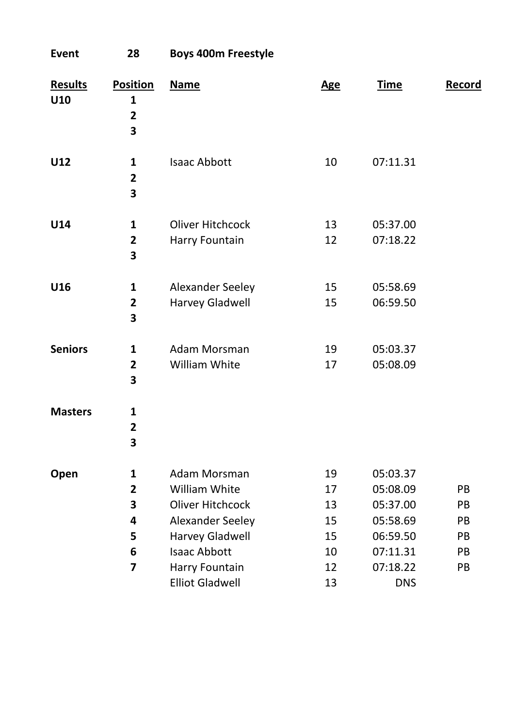**Event 28 Boys 400m Freestyle**

| Results | Position | Name | Age | Time | Record |
|---|---|---|---|---|---|
| U10 | 1 | | | | |
| | 2 | | | | |
| | 3 | | | | |
| U12 | 1 | Isaac Abbott | 10 | 07:11.31 | |
| | 2 | | | | |
| | 3 | | | | |
| U14 | 1 | Oliver Hitchcock | 13 | 05:37.00 | |
| | 2 | Harry Fountain | 12 | 07:18.22 | |
| | 3 | | | | |
| U16 | 1 | Alexander Seeley | 15 | 05:58.69 | |
| | 2 | Harvey Gladwell | 15 | 06:59.50 | |
| | 3 | | | | |
| Seniors | 1 | Adam Morsman | 19 | 05:03.37 | |
| | 2 | William White | 17 | 05:08.09 | |
| | 3 | | | | |
| Masters | 1 | | | | |
| | 2 | | | | |
| | 3 | | | | |
| Open | 1 | Adam Morsman | 19 | 05:03.37 | |
| | 2 | William White | 17 | 05:08.09 | PB |
| | 3 | Oliver Hitchcock | 13 | 05:37.00 | PB |
| | 4 | Alexander Seeley | 15 | 05:58.69 | PB |
| | 5 | Harvey Gladwell | 15 | 06:59.50 | PB |
| | 6 | Isaac Abbott | 10 | 07:11.31 | PB |
| | 7 | Harry Fountain | 12 | 07:18.22 | PB |
| | | Elliot Gladwell | 13 | DNS | |